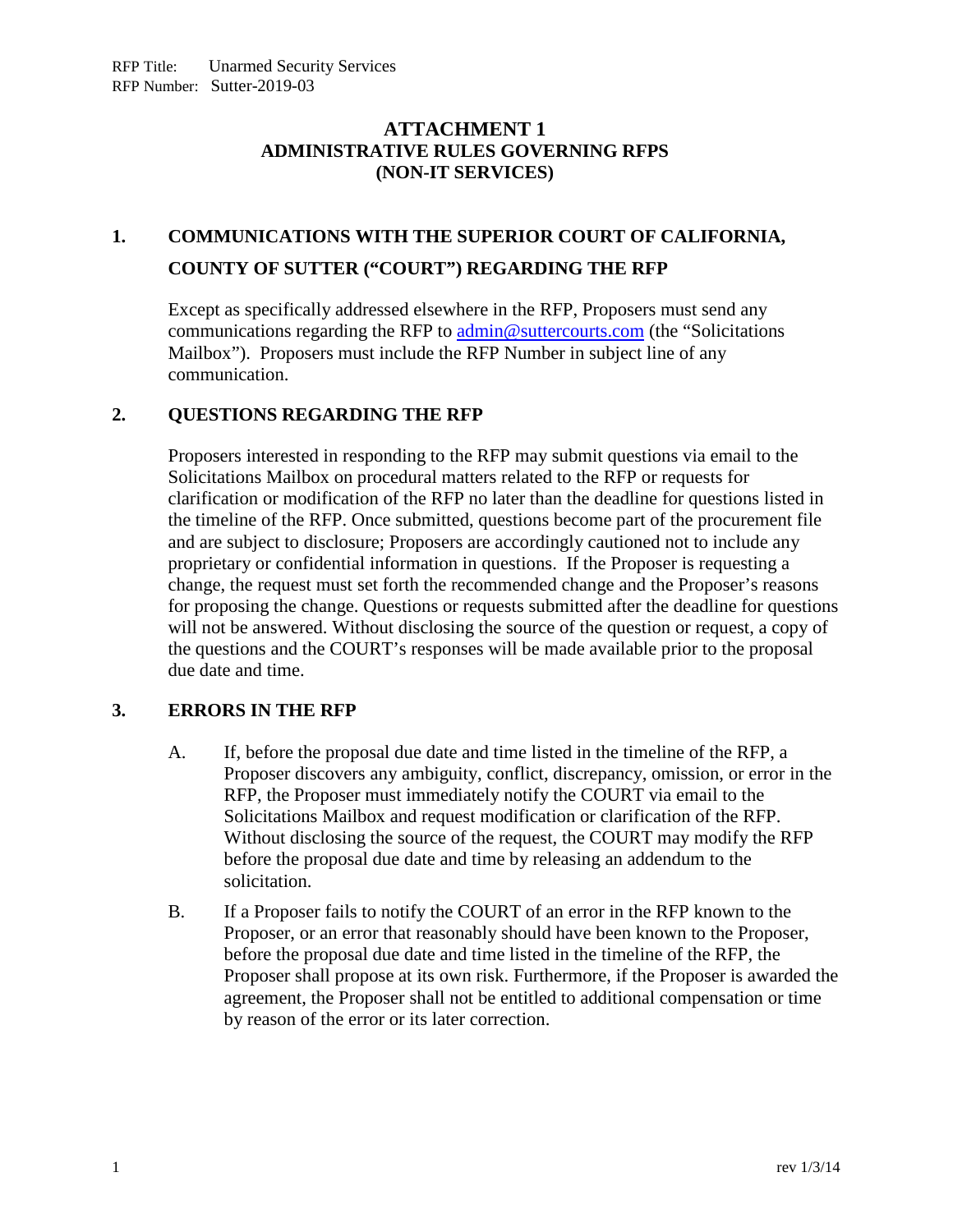RFP Title: Unarmed Security Services
RFP Number: Sutter-2019-03

# ATTACHMENT 1
# ADMINISTRATIVE RULES GOVERNING RFPS
# (NON-IT SERVICES)

## 1. COMMUNICATIONS WITH THE SUPERIOR COURT OF CALIFORNIA, COUNTY OF SUTTER ("COURT") REGARDING THE RFP

Except as specifically addressed elsewhere in the RFP, Proposers must send any communications regarding the RFP to admin@suttercourts.com (the "Solicitations Mailbox"). Proposers must include the RFP Number in subject line of any communication.

## 2. QUESTIONS REGARDING THE RFP

Proposers interested in responding to the RFP may submit questions via email to the Solicitations Mailbox on procedural matters related to the RFP or requests for clarification or modification of the RFP no later than the deadline for questions listed in the timeline of the RFP. Once submitted, questions become part of the procurement file and are subject to disclosure; Proposers are accordingly cautioned not to include any proprietary or confidential information in questions. If the Proposer is requesting a change, the request must set forth the recommended change and the Proposer's reasons for proposing the change. Questions or requests submitted after the deadline for questions will not be answered. Without disclosing the source of the question or request, a copy of the questions and the COURT's responses will be made available prior to the proposal due date and time.

## 3. ERRORS IN THE RFP

A. If, before the proposal due date and time listed in the timeline of the RFP, a Proposer discovers any ambiguity, conflict, discrepancy, omission, or error in the RFP, the Proposer must immediately notify the COURT via email to the Solicitations Mailbox and request modification or clarification of the RFP. Without disclosing the source of the request, the COURT may modify the RFP before the proposal due date and time by releasing an addendum to the solicitation.

B. If a Proposer fails to notify the COURT of an error in the RFP known to the Proposer, or an error that reasonably should have been known to the Proposer, before the proposal due date and time listed in the timeline of the RFP, the Proposer shall propose at its own risk. Furthermore, if the Proposer is awarded the agreement, the Proposer shall not be entitled to additional compensation or time by reason of the error or its later correction.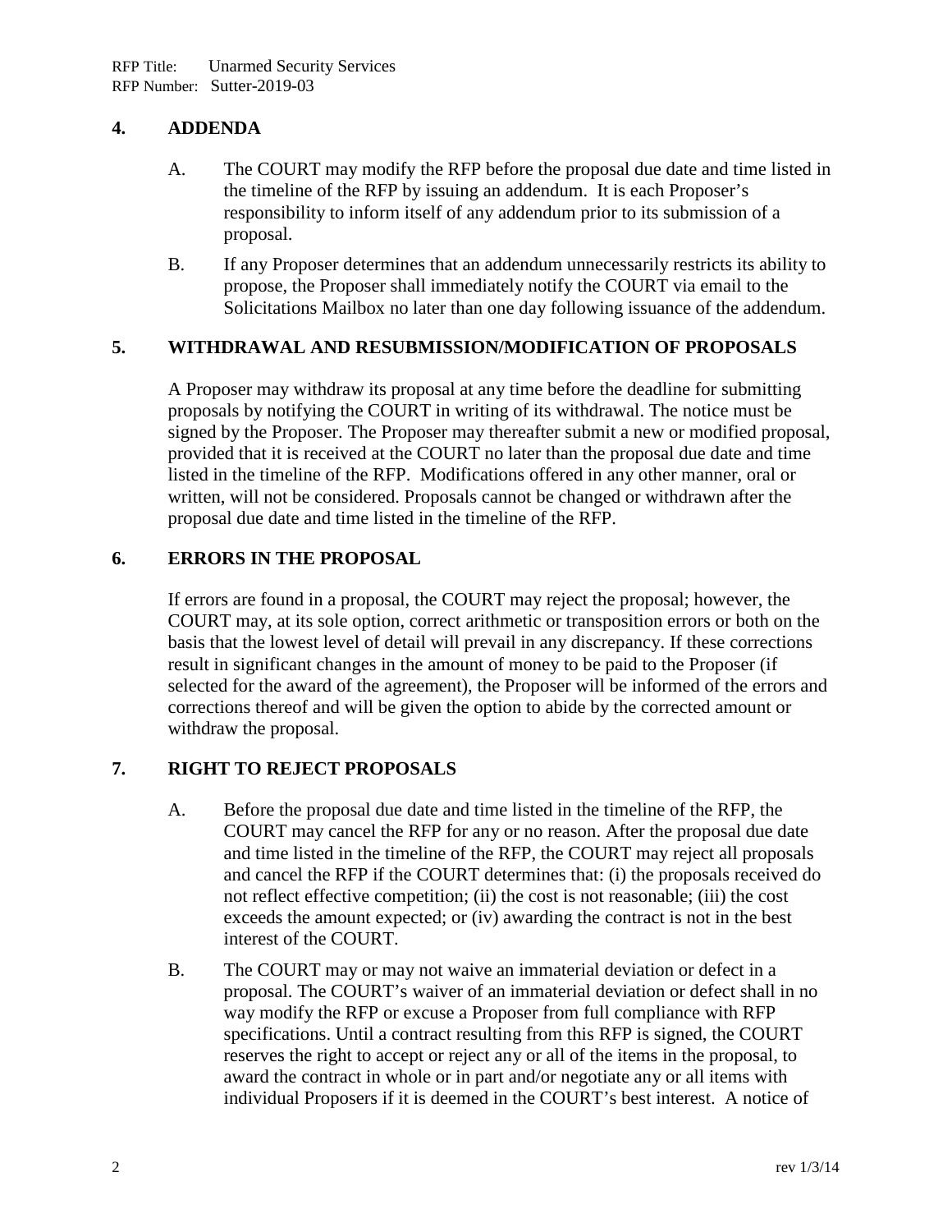## 4. ADDENDA

A. The COURT may modify the RFP before the proposal due date and time listed in the timeline of the RFP by issuing an addendum. It is each Proposer's responsibility to inform itself of any addendum prior to its submission of a proposal.

B. If any Proposer determines that an addendum unnecessarily restricts its ability to propose, the Proposer shall immediately notify the COURT via email to the Solicitations Mailbox no later than one day following issuance of the addendum.

## 5. WITHDRAWAL AND RESUBMISSION/MODIFICATION OF PROPOSALS

A Proposer may withdraw its proposal at any time before the deadline for submitting proposals by notifying the COURT in writing of its withdrawal. The notice must be signed by the Proposer. The Proposer may thereafter submit a new or modified proposal, provided that it is received at the COURT no later than the proposal due date and time listed in the timeline of the RFP. Modifications offered in any other manner, oral or written, will not be considered. Proposals cannot be changed or withdrawn after the proposal due date and time listed in the timeline of the RFP.

## 6. ERRORS IN THE PROPOSAL

If errors are found in a proposal, the COURT may reject the proposal; however, the COURT may, at its sole option, correct arithmetic or transposition errors or both on the basis that the lowest level of detail will prevail in any discrepancy. If these corrections result in significant changes in the amount of money to be paid to the Proposer (if selected for the award of the agreement), the Proposer will be informed of the errors and corrections thereof and will be given the option to abide by the corrected amount or withdraw the proposal.

## 7. RIGHT TO REJECT PROPOSALS

A. Before the proposal due date and time listed in the timeline of the RFP, the COURT may cancel the RFP for any or no reason. After the proposal due date and time listed in the timeline of the RFP, the COURT may reject all proposals and cancel the RFP if the COURT determines that: (i) the proposals received do not reflect effective competition; (ii) the cost is not reasonable; (iii) the cost exceeds the amount expected; or (iv) awarding the contract is not in the best interest of the COURT.

B. The COURT may or may not waive an immaterial deviation or defect in a proposal. The COURT's waiver of an immaterial deviation or defect shall in no way modify the RFP or excuse a Proposer from full compliance with RFP specifications. Until a contract resulting from this RFP is signed, the COURT reserves the right to accept or reject any or all of the items in the proposal, to award the contract in whole or in part and/or negotiate any or all items with individual Proposers if it is deemed in the COURT's best interest. A notice of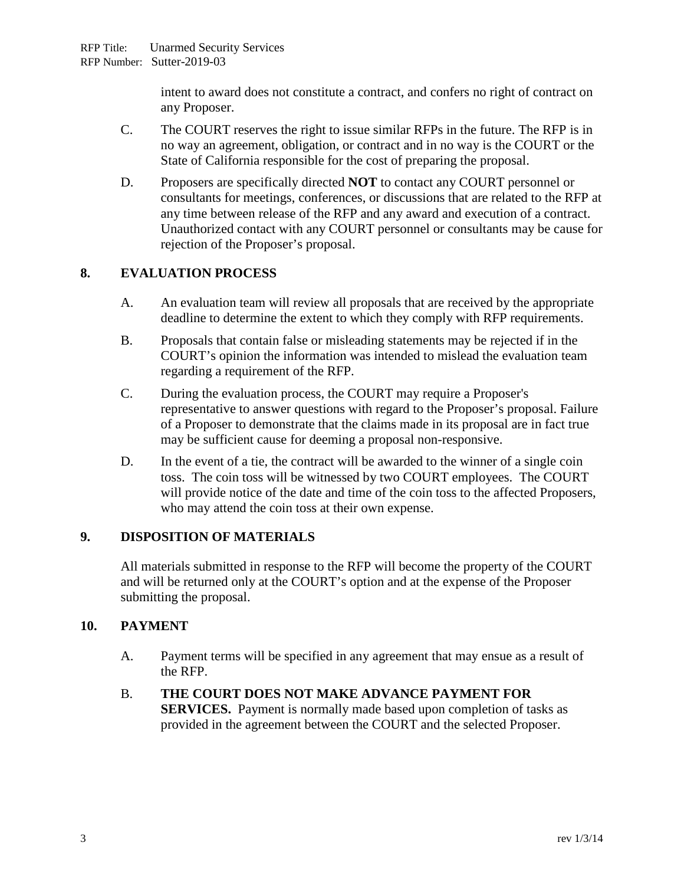intent to award does not constitute a contract, and confers no right of contract on any Proposer.

C. The COURT reserves the right to issue similar RFPs in the future. The RFP is in no way an agreement, obligation, or contract and in no way is the COURT or the State of California responsible for the cost of preparing the proposal.

D. Proposers are specifically directed **NOT** to contact any COURT personnel or consultants for meetings, conferences, or discussions that are related to the RFP at any time between release of the RFP and any award and execution of a contract. Unauthorized contact with any COURT personnel or consultants may be cause for rejection of the Proposer's proposal.

## 8. EVALUATION PROCESS

A. An evaluation team will review all proposals that are received by the appropriate deadline to determine the extent to which they comply with RFP requirements.

B. Proposals that contain false or misleading statements may be rejected if in the COURT's opinion the information was intended to mislead the evaluation team regarding a requirement of the RFP.

C. During the evaluation process, the COURT may require a Proposer's representative to answer questions with regard to the Proposer's proposal. Failure of a Proposer to demonstrate that the claims made in its proposal are in fact true may be sufficient cause for deeming a proposal non-responsive.

D. In the event of a tie, the contract will be awarded to the winner of a single coin toss. The coin toss will be witnessed by two COURT employees. The COURT will provide notice of the date and time of the coin toss to the affected Proposers, who may attend the coin toss at their own expense.

## 9. DISPOSITION OF MATERIALS

All materials submitted in response to the RFP will become the property of the COURT and will be returned only at the COURT's option and at the expense of the Proposer submitting the proposal.

## 10. PAYMENT

A. Payment terms will be specified in any agreement that may ensue as a result of the RFP.

B. **THE COURT DOES NOT MAKE ADVANCE PAYMENT FOR SERVICES.** Payment is normally made based upon completion of tasks as provided in the agreement between the COURT and the selected Proposer.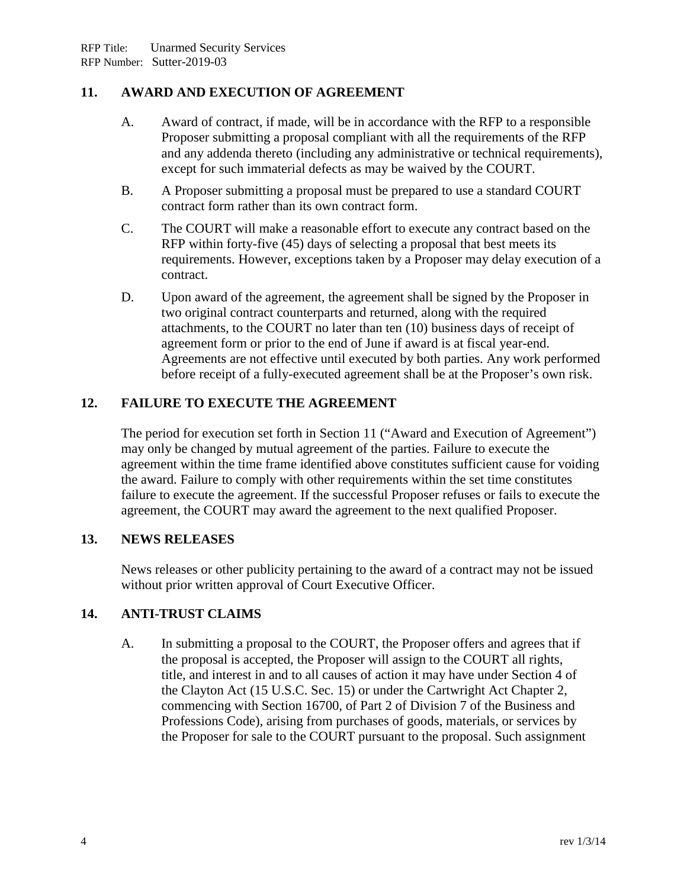## 11. AWARD AND EXECUTION OF AGREEMENT

A. Award of contract, if made, will be in accordance with the RFP to a responsible Proposer submitting a proposal compliant with all the requirements of the RFP and any addenda thereto (including any administrative or technical requirements), except for such immaterial defects as may be waived by the COURT.

B. A Proposer submitting a proposal must be prepared to use a standard COURT contract form rather than its own contract form.

C. The COURT will make a reasonable effort to execute any contract based on the RFP within forty-five (45) days of selecting a proposal that best meets its requirements. However, exceptions taken by a Proposer may delay execution of a contract.

D. Upon award of the agreement, the agreement shall be signed by the Proposer in two original contract counterparts and returned, along with the required attachments, to the COURT no later than ten (10) business days of receipt of agreement form or prior to the end of June if award is at fiscal year-end. Agreements are not effective until executed by both parties. Any work performed before receipt of a fully-executed agreement shall be at the Proposer's own risk.

## 12. FAILURE TO EXECUTE THE AGREEMENT

The period for execution set forth in Section 11 ("Award and Execution of Agreement") may only be changed by mutual agreement of the parties. Failure to execute the agreement within the time frame identified above constitutes sufficient cause for voiding the award. Failure to comply with other requirements within the set time constitutes failure to execute the agreement. If the successful Proposer refuses or fails to execute the agreement, the COURT may award the agreement to the next qualified Proposer.

## 13. NEWS RELEASES

News releases or other publicity pertaining to the award of a contract may not be issued without prior written approval of Court Executive Officer.

## 14. ANTI-TRUST CLAIMS

A. In submitting a proposal to the COURT, the Proposer offers and agrees that if the proposal is accepted, the Proposer will assign to the COURT all rights, title, and interest in and to all causes of action it may have under Section 4 of the Clayton Act (15 U.S.C. Sec. 15) or under the Cartwright Act Chapter 2, commencing with Section 16700, of Part 2 of Division 7 of the Business and Professions Code), arising from purchases of goods, materials, or services by the Proposer for sale to the COURT pursuant to the proposal. Such assignment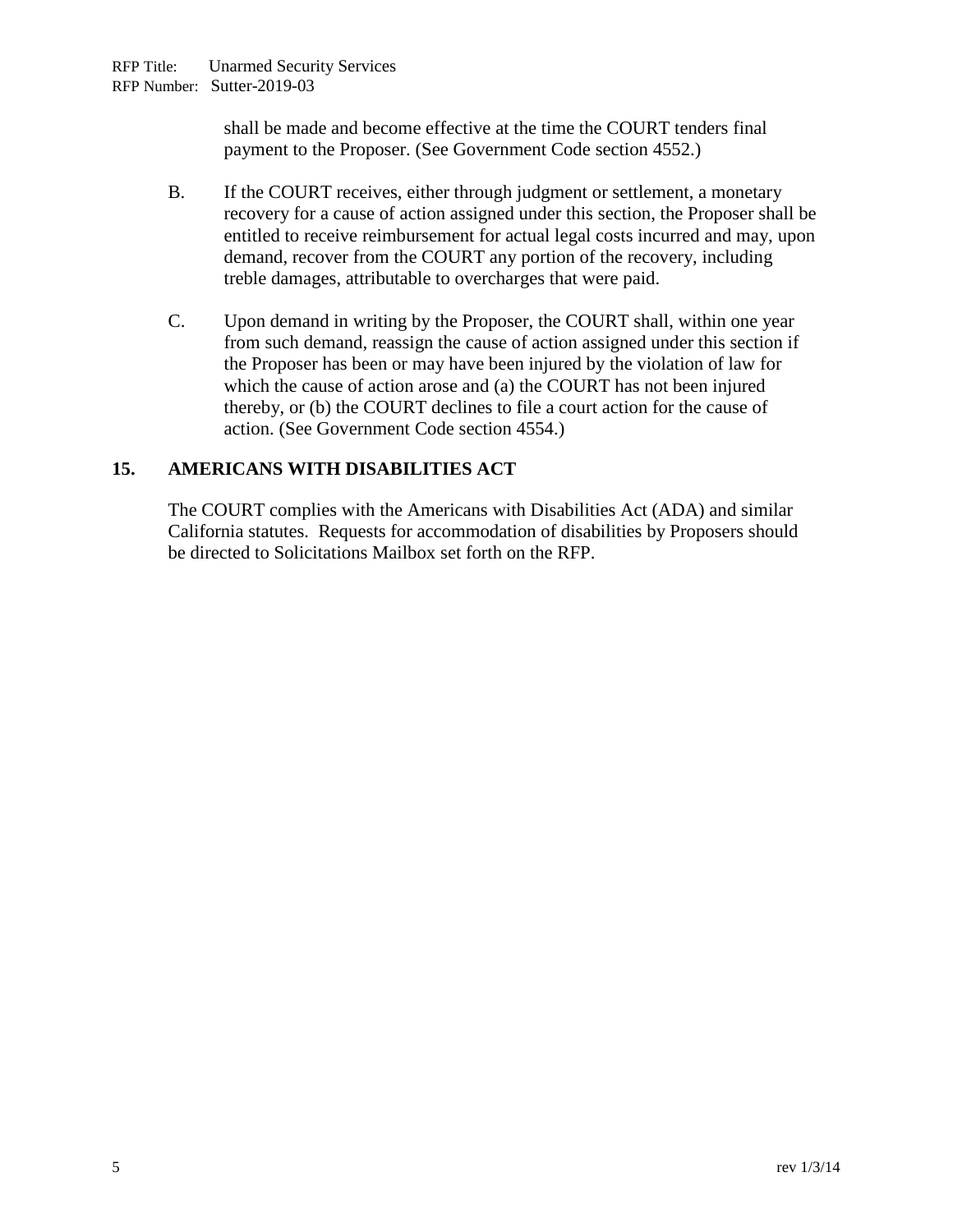shall be made and become effective at the time the COURT tenders final payment to the Proposer. (See Government Code section 4552.)

B. If the COURT receives, either through judgment or settlement, a monetary recovery for a cause of action assigned under this section, the Proposer shall be entitled to receive reimbursement for actual legal costs incurred and may, upon demand, recover from the COURT any portion of the recovery, including treble damages, attributable to overcharges that were paid.

C. Upon demand in writing by the Proposer, the COURT shall, within one year from such demand, reassign the cause of action assigned under this section if the Proposer has been or may have been injured by the violation of law for which the cause of action arose and (a) the COURT has not been injured thereby, or (b) the COURT declines to file a court action for the cause of action. (See Government Code section 4554.)

## 15. AMERICANS WITH DISABILITIES ACT

The COURT complies with the Americans with Disabilities Act (ADA) and similar California statutes. Requests for accommodation of disabilities by Proposers should be directed to Solicitations Mailbox set forth on the RFP.